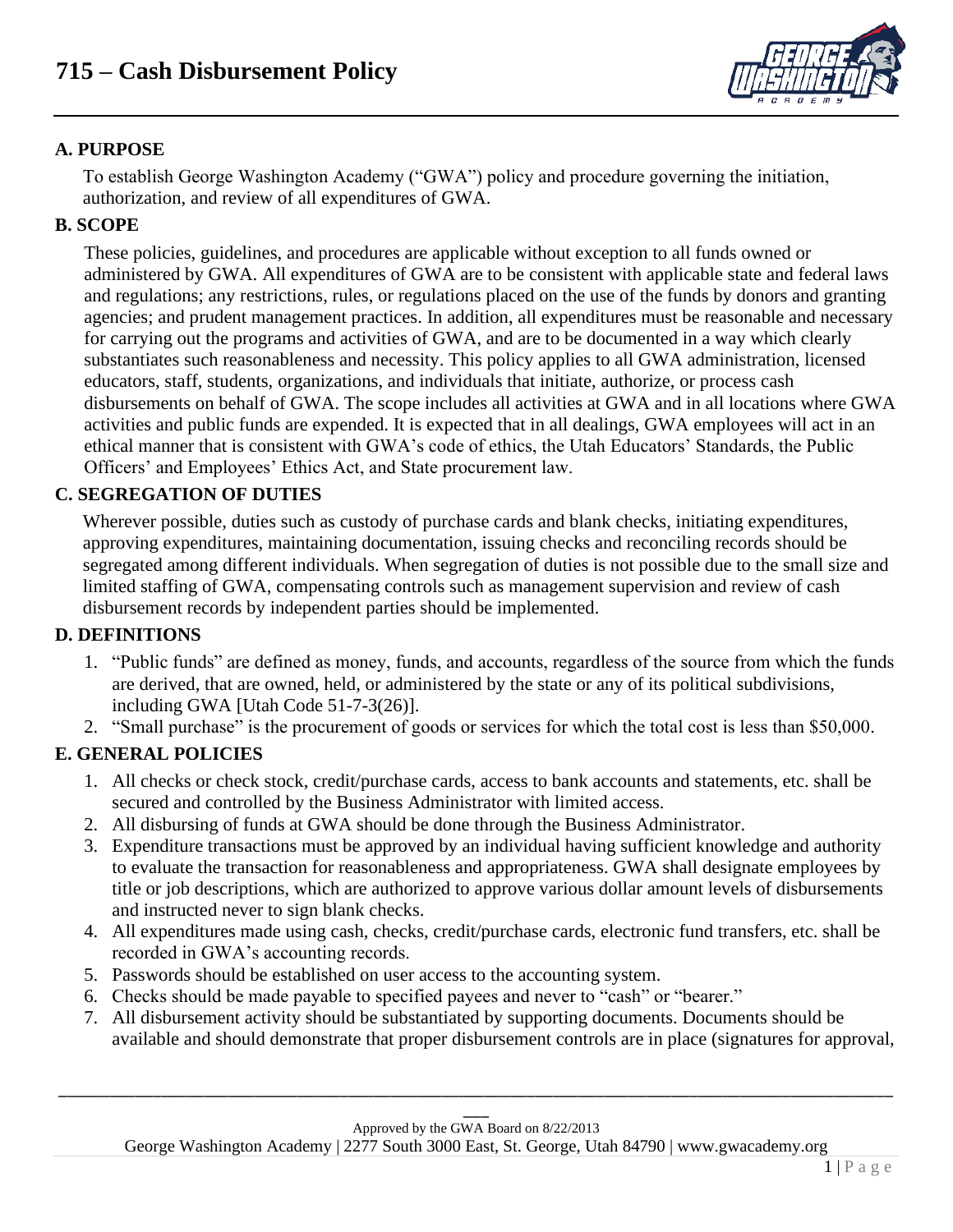# 715 – Cash Disbursement Policy

## A. PURPOSE

To establish George Washington Academy ("GWA") policy and procedure governing the initiation, authorization, and review of all expenditures of GWA.

## B. SCOPE

These policies, guidelines, and procedures are applicable without exception to all funds owned or administered by GWA. All expenditures of GWA are to be consistent with applicable state and federal laws and regulations; any restrictions, rules, or regulations placed on the use of the funds by donors and granting agencies; and prudent management practices. In addition, all expenditures must be reasonable and necessary for carrying out the programs and activities of GWA, and are to be documented in a way which clearly substantiates such reasonableness and necessity. This policy applies to all GWA administration, licensed educators, staff, students, organizations, and individuals that initiate, authorize, or process cash disbursements on behalf of GWA. The scope includes all activities at GWA and in all locations where GWA activities and public funds are expended. It is expected that in all dealings, GWA employees will act in an ethical manner that is consistent with GWA's code of ethics, the Utah Educators' Standards, the Public Officers' and Employees' Ethics Act, and State procurement law.

## C. SEGREGATION OF DUTIES

Wherever possible, duties such as custody of purchase cards and blank checks, initiating expenditures, approving expenditures, maintaining documentation, issuing checks and reconciling records should be segregated among different individuals. When segregation of duties is not possible due to the small size and limited staffing of GWA, compensating controls such as management supervision and review of cash disbursement records by independent parties should be implemented.

## D. DEFINITIONS

1. "Public funds" are defined as money, funds, and accounts, regardless of the source from which the funds are derived, that are owned, held, or administered by the state or any of its political subdivisions, including GWA [Utah Code 51-7-3(26)].
2. "Small purchase" is the procurement of goods or services for which the total cost is less than $50,000.

## E. GENERAL POLICIES

1. All checks or check stock, credit/purchase cards, access to bank accounts and statements, etc. shall be secured and controlled by the Business Administrator with limited access.
2. All disbursing of funds at GWA should be done through the Business Administrator.
3. Expenditure transactions must be approved by an individual having sufficient knowledge and authority to evaluate the transaction for reasonableness and appropriateness. GWA shall designate employees by title or job descriptions, which are authorized to approve various dollar amount levels of disbursements and instructed never to sign blank checks.
4. All expenditures made using cash, checks, credit/purchase cards, electronic fund transfers, etc. shall be recorded in GWA's accounting records.
5. Passwords should be established on user access to the accounting system.
6. Checks should be made payable to specified payees and never to "cash" or "bearer."
7. All disbursement activity should be substantiated by supporting documents. Documents should be available and should demonstrate that proper disbursement controls are in place (signatures for approval,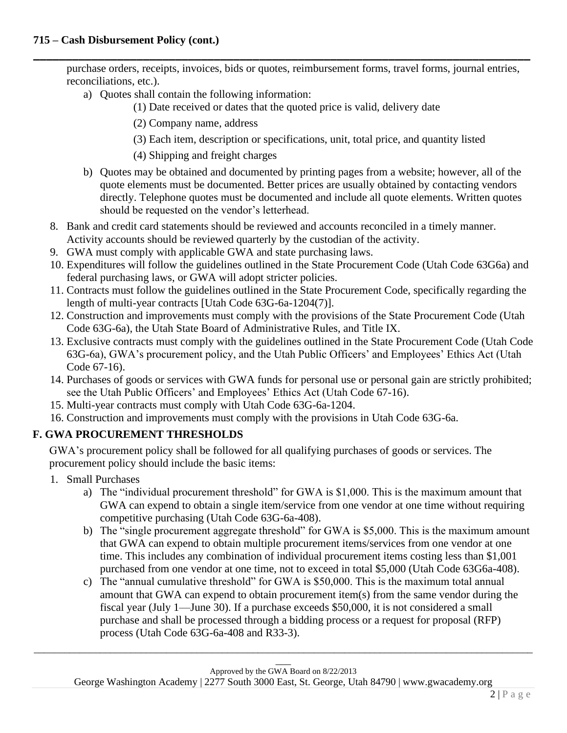purchase orders, receipts, invoices, bids or quotes, reimbursement forms, travel forms, journal entries, reconciliations, etc.).

   a) Quotes shall contain the following information:

      (1) Date received or dates that the quoted price is valid, delivery date

      (2) Company name, address

      (3) Each item, description or specifications, unit, total price, and quantity listed

      (4) Shipping and freight charges

   b) Quotes may be obtained and documented by printing pages from a website; however, all of the quote elements must be documented. Better prices are usually obtained by contacting vendors directly. Telephone quotes must be documented and include all quote elements. Written quotes should be requested on the vendor's letterhead.

8. Bank and credit card statements should be reviewed and accounts reconciled in a timely manner. Activity accounts should be reviewed quarterly by the custodian of the activity.
9. GWA must comply with applicable GWA and state purchasing laws.
10. Expenditures will follow the guidelines outlined in the State Procurement Code (Utah Code 63G6a) and federal purchasing laws, or GWA will adopt stricter policies.
11. Contracts must follow the guidelines outlined in the State Procurement Code, specifically regarding the length of multi-year contracts [Utah Code 63G-6a-1204(7)].
12. Construction and improvements must comply with the provisions of the State Procurement Code (Utah Code 63G-6a), the Utah State Board of Administrative Rules, and Title IX.
13. Exclusive contracts must comply with the guidelines outlined in the State Procurement Code (Utah Code 63G-6a), GWA's procurement policy, and the Utah Public Officers' and Employees' Ethics Act (Utah Code 67-16).
14. Purchases of goods or services with GWA funds for personal use or personal gain are strictly prohibited; see the Utah Public Officers' and Employees' Ethics Act (Utah Code 67-16).
15. Multi-year contracts must comply with Utah Code 63G-6a-1204.
16. Construction and improvements must comply with the provisions in Utah Code 63G-6a.

## F. GWA PROCUREMENT THRESHOLDS

GWA's procurement policy shall be followed for all qualifying purchases of goods or services. The procurement policy should include the basic items:

1. Small Purchases
   a) The "individual procurement threshold" for GWA is $1,000. This is the maximum amount that GWA can expend to obtain a single item/service from one vendor at one time without requiring competitive purchasing (Utah Code 63G-6a-408).
   b) The "single procurement aggregate threshold" for GWA is $5,000. This is the maximum amount that GWA can expend to obtain multiple procurement items/services from one vendor at one time. This includes any combination of individual procurement items costing less than $1,001 purchased from one vendor at one time, not to exceed in total $5,000 (Utah Code 63G6a-408).
   c) The "annual cumulative threshold" for GWA is $50,000. This is the maximum total annual amount that GWA can expend to obtain procurement item(s) from the same vendor during the fiscal year (July 1—June 30). If a purchase exceeds $50,000, it is not considered a small purchase and shall be processed through a bidding process or a request for proposal (RFP) process (Utah Code 63G-6a-408 and R33-3).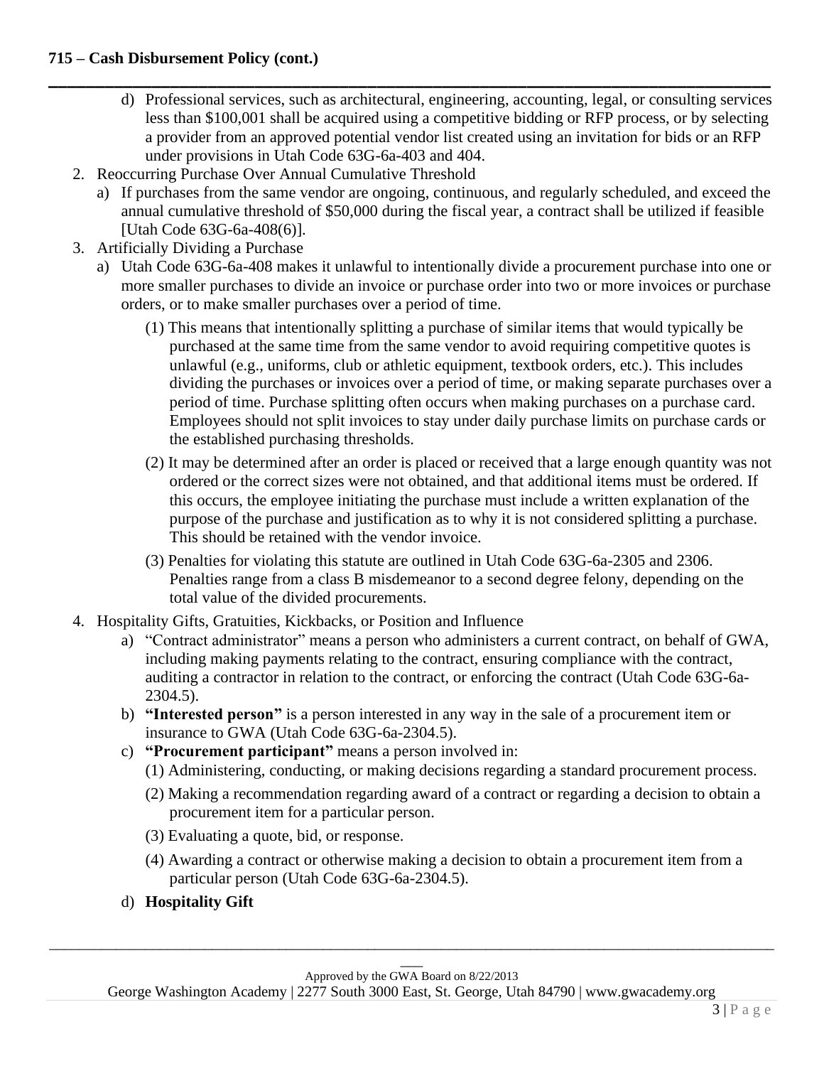d) Professional services, such as architectural, engineering, accounting, legal, or consulting services less than $100,001 shall be acquired using a competitive bidding or RFP process, or by selecting a provider from an approved potential vendor list created using an invitation for bids or an RFP under provisions in Utah Code 63G-6a-403 and 404.

2. Reoccurring Purchase Over Annual Cumulative Threshold
   a) If purchases from the same vendor are ongoing, continuous, and regularly scheduled, and exceed the annual cumulative threshold of $50,000 during the fiscal year, a contract shall be utilized if feasible [Utah Code 63G-6a-408(6)].
3. Artificially Dividing a Purchase
   a) Utah Code 63G-6a-408 makes it unlawful to intentionally divide a procurement purchase into one or more smaller purchases to divide an invoice or purchase order into two or more invoices or purchase orders, or to make smaller purchases over a period of time.
      (1) This means that intentionally splitting a purchase of similar items that would typically be purchased at the same time from the same vendor to avoid requiring competitive quotes is unlawful (e.g., uniforms, club or athletic equipment, textbook orders, etc.). This includes dividing the purchases or invoices over a period of time, or making separate purchases over a period of time. Purchase splitting often occurs when making purchases on a purchase card. Employees should not split invoices to stay under daily purchase limits on purchase cards or the established purchasing thresholds.
      (2) It may be determined after an order is placed or received that a large enough quantity was not ordered or the correct sizes were not obtained, and that additional items must be ordered. If this occurs, the employee initiating the purchase must include a written explanation of the purpose of the purchase and justification as to why it is not considered splitting a purchase. This should be retained with the vendor invoice.
      (3) Penalties for violating this statute are outlined in Utah Code 63G-6a-2305 and 2306. Penalties range from a class B misdemeanor to a second degree felony, depending on the total value of the divided procurements.
4. Hospitality Gifts, Gratuities, Kickbacks, or Position and Influence
   a) "Contract administrator" means a person who administers a current contract, on behalf of GWA, including making payments relating to the contract, ensuring compliance with the contract, auditing a contractor in relation to the contract, or enforcing the contract (Utah Code 63G-6a-2304.5).
   b) **"Interested person"** is a person interested in any way in the sale of a procurement item or insurance to GWA (Utah Code 63G-6a-2304.5).
   c) **"Procurement participant"** means a person involved in:
      (1) Administering, conducting, or making decisions regarding a standard procurement process.
      (2) Making a recommendation regarding award of a contract or regarding a decision to obtain a procurement item for a particular person.
      (3) Evaluating a quote, bid, or response.
      (4) Awarding a contract or otherwise making a decision to obtain a procurement item from a particular person (Utah Code 63G-6a-2304.5).
   d) **Hospitality Gift**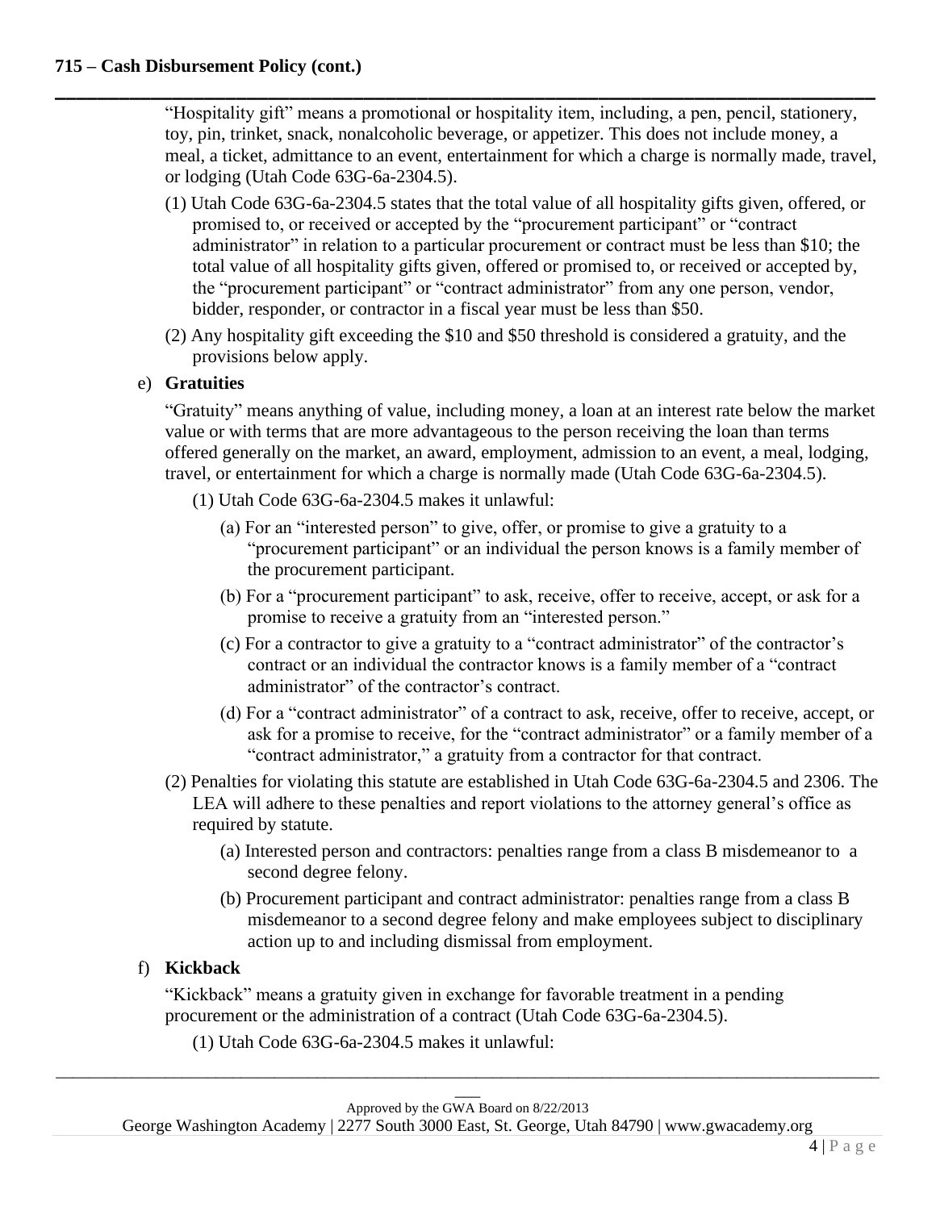"Hospitality gift" means a promotional or hospitality item, including, a pen, pencil, stationery, toy, pin, trinket, snack, nonalcoholic beverage, or appetizer. This does not include money, a meal, a ticket, admittance to an event, entertainment for which a charge is normally made, travel, or lodging (Utah Code 63G-6a-2304.5).

(1) Utah Code 63G-6a-2304.5 states that the total value of all hospitality gifts given, offered, or promised to, or received or accepted by the "procurement participant" or "contract administrator" in relation to a particular procurement or contract must be less than $10; the total value of all hospitality gifts given, offered or promised to, or received or accepted by, the "procurement participant" or "contract administrator" from any one person, vendor, bidder, responder, or contractor in a fiscal year must be less than $50.

(2) Any hospitality gift exceeding the $10 and $50 threshold is considered a gratuity, and the provisions below apply.

e) **Gratuities**

"Gratuity" means anything of value, including money, a loan at an interest rate below the market value or with terms that are more advantageous to the person receiving the loan than terms offered generally on the market, an award, employment, admission to an event, a meal, lodging, travel, or entertainment for which a charge is normally made (Utah Code 63G-6a-2304.5).

(1) Utah Code 63G-6a-2304.5 makes it unlawful:

(a) For an "interested person" to give, offer, or promise to give a gratuity to a "procurement participant" or an individual the person knows is a family member of the procurement participant.

(b) For a "procurement participant" to ask, receive, offer to receive, accept, or ask for a promise to receive a gratuity from an "interested person."

(c) For a contractor to give a gratuity to a "contract administrator" of the contractor's contract or an individual the contractor knows is a family member of a "contract administrator" of the contractor's contract.

(d) For a "contract administrator" of a contract to ask, receive, offer to receive, accept, or ask for a promise to receive, for the "contract administrator" or a family member of a "contract administrator," a gratuity from a contractor for that contract.

(2) Penalties for violating this statute are established in Utah Code 63G-6a-2304.5 and 2306. The LEA will adhere to these penalties and report violations to the attorney general's office as required by statute.

(a) Interested person and contractors: penalties range from a class B misdemeanor to a second degree felony.

(b) Procurement participant and contract administrator: penalties range from a class B misdemeanor to a second degree felony and make employees subject to disciplinary action up to and including dismissal from employment.

f) **Kickback**

"Kickback" means a gratuity given in exchange for favorable treatment in a pending procurement or the administration of a contract (Utah Code 63G-6a-2304.5).

(1) Utah Code 63G-6a-2304.5 makes it unlawful: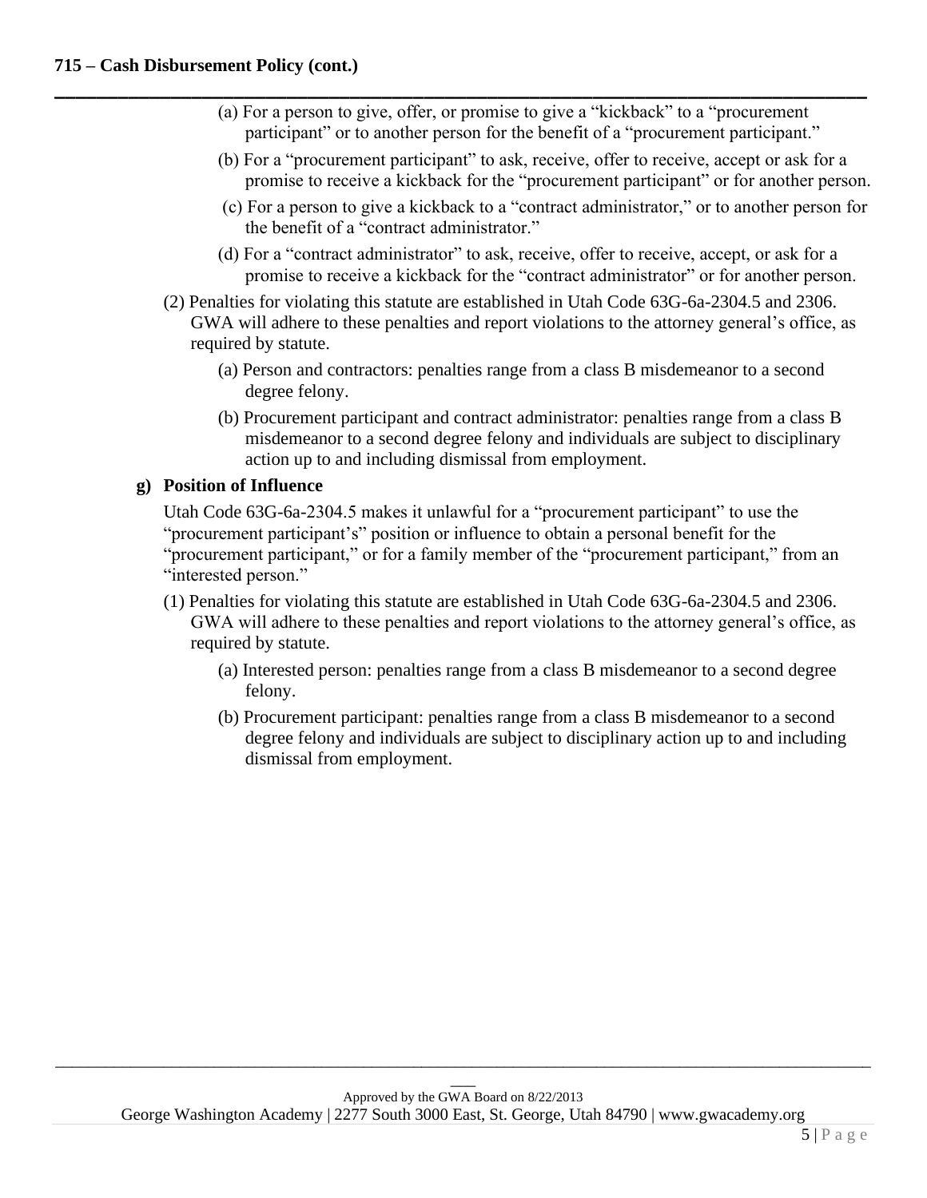(a) For a person to give, offer, or promise to give a "kickback" to a "procurement participant" or to another person for the benefit of a "procurement participant."

(b) For a "procurement participant" to ask, receive, offer to receive, accept or ask for a promise to receive a kickback for the "procurement participant" or for another person.

(c) For a person to give a kickback to a "contract administrator," or to another person for the benefit of a "contract administrator."

(d) For a "contract administrator" to ask, receive, offer to receive, accept, or ask for a promise to receive a kickback for the "contract administrator" or for another person.

(2) Penalties for violating this statute are established in Utah Code 63G-6a-2304.5 and 2306. GWA will adhere to these penalties and report violations to the attorney general's office, as required by statute.

(a) Person and contractors: penalties range from a class B misdemeanor to a second degree felony.

(b) Procurement participant and contract administrator: penalties range from a class B misdemeanor to a second degree felony and individuals are subject to disciplinary action up to and including dismissal from employment.

**g) Position of Influence**

Utah Code 63G-6a-2304.5 makes it unlawful for a "procurement participant" to use the "procurement participant's" position or influence to obtain a personal benefit for the "procurement participant," or for a family member of the "procurement participant," from an "interested person."

(1) Penalties for violating this statute are established in Utah Code 63G-6a-2304.5 and 2306. GWA will adhere to these penalties and report violations to the attorney general's office, as required by statute.

(a) Interested person: penalties range from a class B misdemeanor to a second degree felony.

(b) Procurement participant: penalties range from a class B misdemeanor to a second degree felony and individuals are subject to disciplinary action up to and including dismissal from employment.